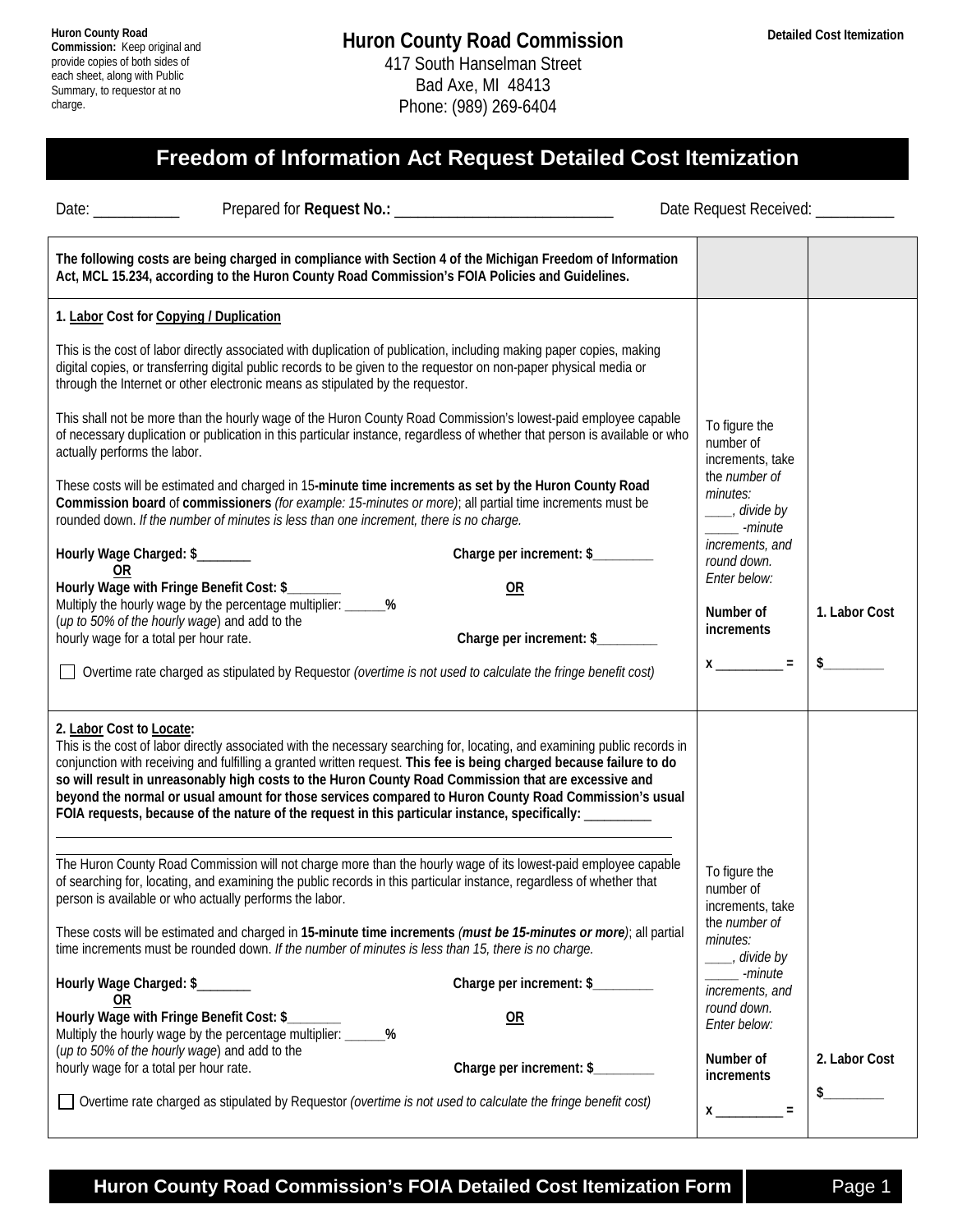**Huron County Road Commission:** Keep original and provide copies of both sides of each sheet, along with Public Summary, to requestor at no charge.

# Huron County Road Commission

417 South Hanselman Street
Bad Axe, MI 48413
Phone: (989) 269-6404

**Detailed Cost Itemization**

## Freedom of Information Act Request Detailed Cost Itemization

Date: ___________ Prepared for **Request No.:** ____________________________ Date Request Received: __________

| **The following costs are being charged in compliance with Section 4 of the Michigan Freedom of Information Act, MCL 15.234, according to the Huron County Road Commission's FOIA Policies and Guidelines.** | | |
|---|---|---|
| **1. Labor Cost for Copying / Duplication**<br><br>This is the cost of labor directly associated with duplication of publication, including making paper copies, making digital copies, or transferring digital public records to be given to the requestor on non-paper physical media or through the Internet or other electronic means as stipulated by the requestor.<br><br>This shall not be more than the hourly wage of the Huron County Road Commission's lowest-paid employee capable of necessary duplication or publication in this particular instance, regardless of whether that person is available or who actually performs the labor.<br><br>These costs will be estimated and charged in 15**-minute time increments as set by the Huron County Road Commission board** of **commissioners** *(for example: 15-minutes or more)*; all partial time increments must be rounded down. *If the number of minutes is less than one increment, there is no charge.*<br><br>**Hourly Wage Charged: $_______** **Charge per increment: $________**<br>**OR**<br>**Hourly Wage with Fringe Benefit Cost: $_______** **OR**<br>Multiply the hourly wage by the percentage multiplier: ______**%**<br>(*up to 50% of the hourly wage*) and add to the hourly wage for a total per hour rate. **Charge per increment: $________**<br><br>☐ Overtime rate charged as stipulated by Requestor *(overtime is not used to calculate the fringe benefit cost)* | To figure the number of increments, take the *number of minutes: ____, divide by _____ -minute increments, and round down. Enter below:*<br><br>**Number of increments**<br><br>**x __________ =** | **1. Labor Cost**<br><br>**$________** |
| **2. Labor Cost to Locate:**<br>This is the cost of labor directly associated with the necessary searching for, locating, and examining public records in conjunction with receiving and fulfilling a granted written request. **This fee is being charged because failure to do so will result in unreasonably high costs to the Huron County Road Commission that are excessive and beyond the normal or usual amount for those services compared to Huron County Road Commission's usual FOIA requests, because of the nature of the request in this particular instance, specifically: __________**<br>______________________________<br>______________________________<br>The Huron County Road Commission will not charge more than the hourly wage of its lowest-paid employee capable of searching for, locating, and examining the public records in this particular instance, regardless of whether that person is available or who actually performs the labor.<br><br>These costs will be estimated and charged in **15-minute time increments** *(**must be 15-minutes or more**)*; all partial time increments must be rounded down. *If the number of minutes is less than 15, there is no charge.*<br><br>**Hourly Wage Charged: $_______** **Charge per increment: $________**<br>**OR**<br>**Hourly Wage with Fringe Benefit Cost: $_______** **OR**<br>Multiply the hourly wage by the percentage multiplier: ______**%**<br>(*up to 50% of the hourly wage*) and add to the hourly wage for a total per hour rate. **Charge per increment: $________**<br><br>☐ Overtime rate charged as stipulated by Requestor *(overtime is not used to calculate the fringe benefit cost)* | To figure the number of increments, take the *number of minutes: ____, divide by _____ -minute increments, and round down. Enter below:*<br><br>**Number of increments**<br><br>**x __________ =** | **2. Labor Cost**<br><br>**$________** |

**Huron County Road Commission's FOIA Detailed Cost Itemization Form**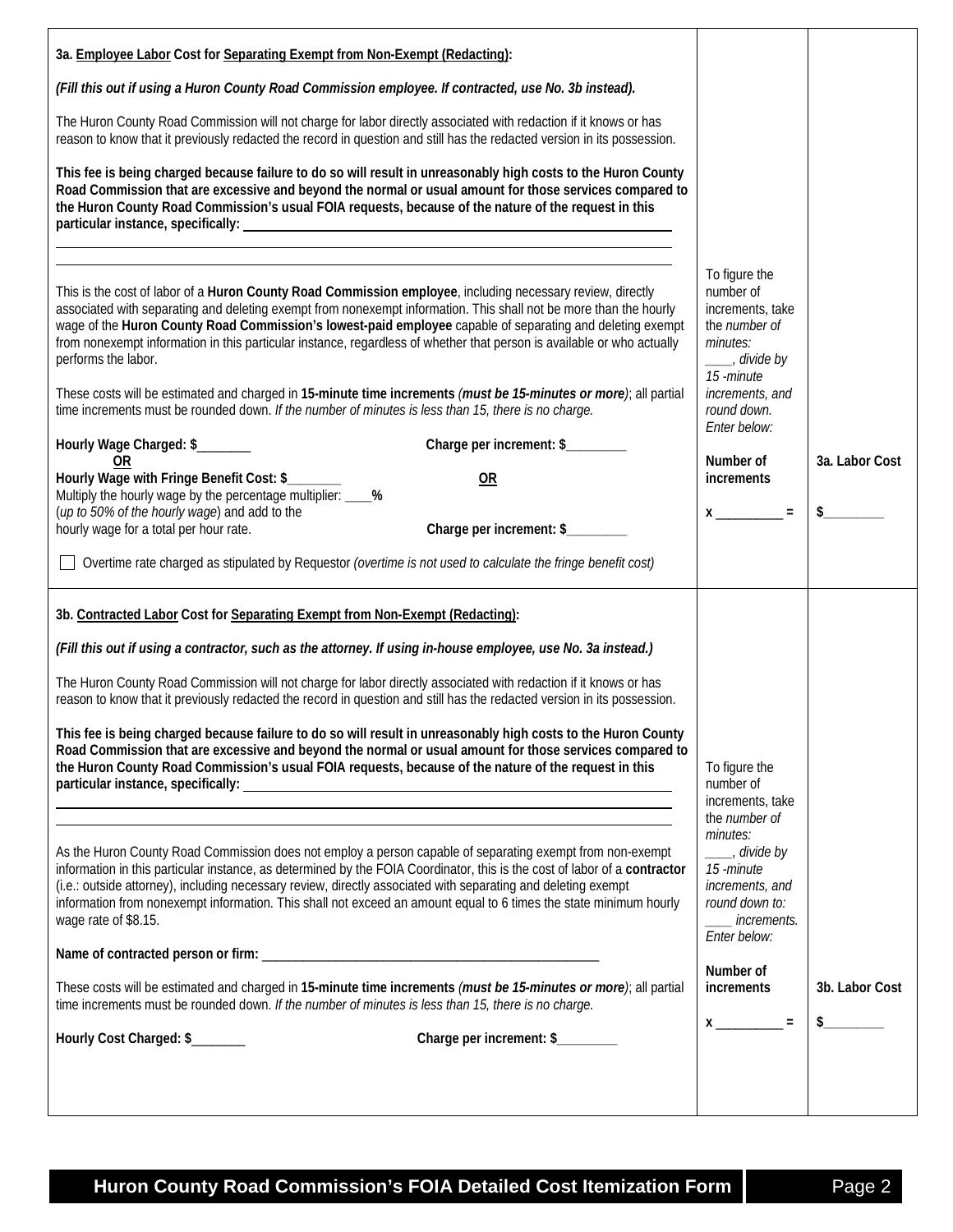| | | |
|---|---|---|
| **3a. Employee Labor Cost for Separating Exempt from Non-Exempt (Redacting):**<br><br>***(Fill this out if using a Huron County Road Commission employee. If contracted, use No. 3b instead).***<br><br>The Huron County Road Commission will not charge for labor directly associated with redaction if it knows or has reason to know that it previously redacted the record in question and still has the redacted version in its possession.<br><br>**This fee is being charged because failure to do so will result in unreasonably high costs to the Huron County Road Commission that are excessive and beyond the normal or usual amount for those services compared to the Huron County Road Commission's usual FOIA requests, because of the nature of the request in this particular instance, specifically:** ________________<br><br>This is the cost of labor of a **Huron County Road Commission employee**, including necessary review, directly associated with separating and deleting exempt from nonexempt information. This shall not be more than the hourly wage of the **Huron County Road Commission's lowest-paid employee** capable of separating and deleting exempt from nonexempt information in this particular instance, regardless of whether that person is available or who actually performs the labor.<br><br>These costs will be estimated and charged in **15-minute time increments** ***(must be 15-minutes or more)***; all partial time increments must be rounded down. *If the number of minutes is less than 15, there is no charge.*<br><br>**Hourly Wage Charged: $________** **Charge per increment: $_________**<br>**OR** **OR**<br>**Hourly Wage with Fringe Benefit Cost: $________**<br>Multiply the hourly wage by the percentage multiplier: ____**%**<br>(*up to 50% of the hourly wage*) and add to the hourly wage for a total per hour rate. **Charge per increment: $_________**<br><br>☐ Overtime rate charged as stipulated by Requestor *(overtime is not used to calculate the fringe benefit cost)* | To figure the number of increments, take the *number of minutes:* ____, *divide by 15 -minute increments, and round down. Enter below:*<br><br>**Number of increments**<br><br>**x __________ =** | **3a. Labor Cost**<br><br>**$_________** |
| **3b. Contracted Labor Cost for Separating Exempt from Non-Exempt (Redacting):**<br><br>***(Fill this out if using a contractor, such as the attorney. If using in-house employee, use No. 3a instead.)***<br><br>The Huron County Road Commission will not charge for labor directly associated with redaction if it knows or has reason to know that it previously redacted the record in question and still has the redacted version in its possession.<br><br>**This fee is being charged because failure to do so will result in unreasonably high costs to the Huron County Road Commission that are excessive and beyond the normal or usual amount for those services compared to the Huron County Road Commission's usual FOIA requests, because of the nature of the request in this particular instance, specifically:** ________________<br><br>As the Huron County Road Commission does not employ a person capable of separating exempt from non-exempt information in this particular instance, as determined by the FOIA Coordinator, this is the cost of labor of a **contractor** (i.e.: outside attorney), including necessary review, directly associated with separating and deleting exempt information from nonexempt information. This shall not exceed an amount equal to 6 times the state minimum hourly wage rate of $8.15.<br><br>**Name of contracted person or firm:** ______________________<br><br>These costs will be estimated and charged in **15-minute time increments** ***(must be 15-minutes or more)***; all partial time increments must be rounded down. *If the number of minutes is less than 15, there is no charge.*<br><br>**Hourly Cost Charged: $________** **Charge per increment: $_________** | To figure the number of increments, take the *number of minutes:* ____, *divide by 15 -minute increments, and round down to: ____ increments. Enter below:*<br><br>**Number of increments**<br><br>**x __________ =** | **3b. Labor Cost**<br><br>**$_________** |

**Huron County Road Commission's FOIA Detailed Cost Itemization Form**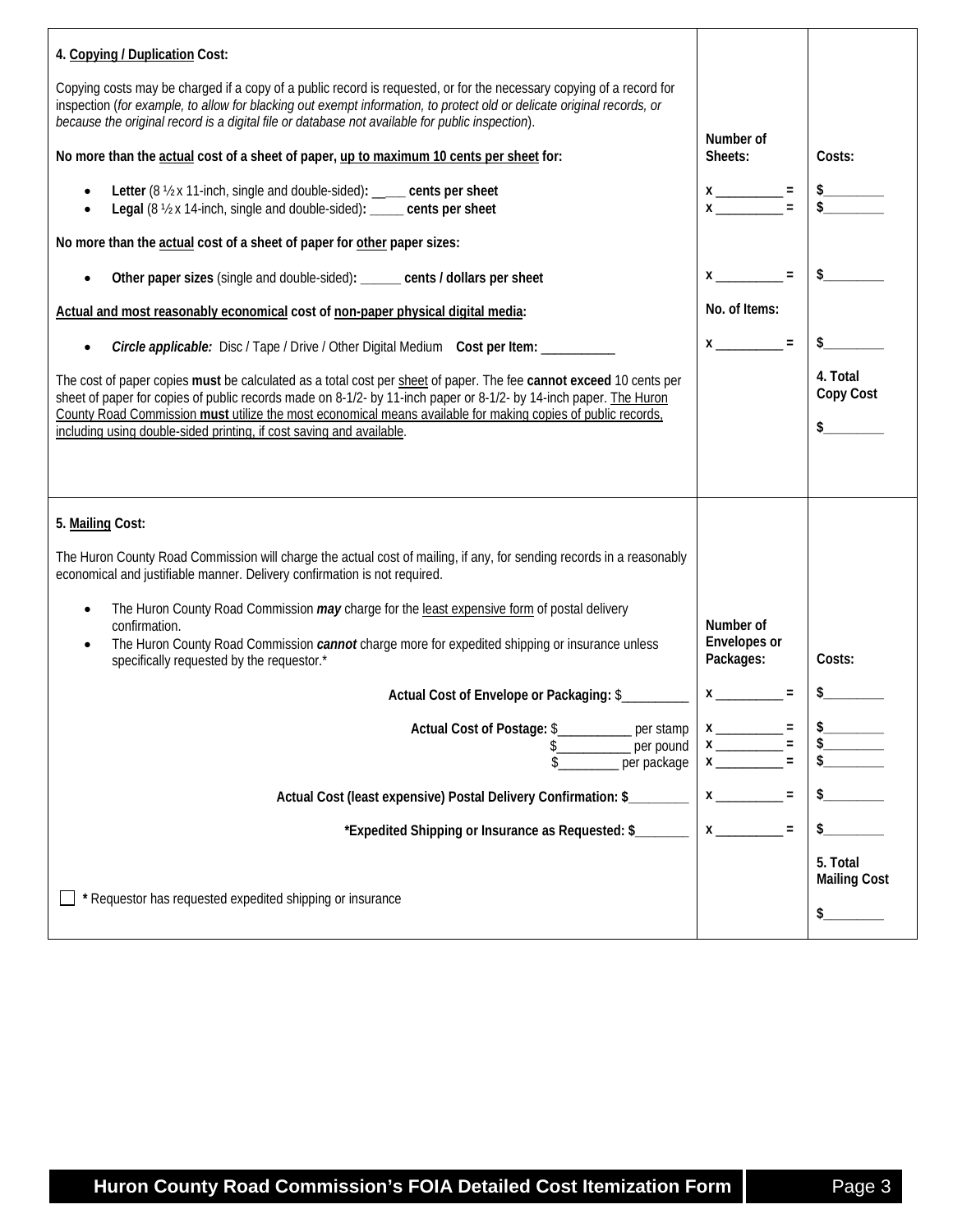| 4. Copying / Duplication Cost: | | |
|---|---|---|
| Copying costs may be charged if a copy of a public record is requested, or for the necessary copying of a record for inspection (*for example, to allow for blacking out exempt information, to protect old or delicate original records, or because the original record is a digital file or database not available for public inspection*). | | |
| **No more than the actual cost of a sheet of paper, up to maximum 10 cents per sheet for:** | **Number of Sheets:** | **Costs:** |
| • **Letter** (8 ½ x 11-inch, single and double-sided)**: ______ cents per sheet** | **x __________ =** | **$_________** |
| • **Legal** (8 ½ x 14-inch, single and double-sided)**: _____ cents per sheet** | **x __________ =** | **$_________** |
| **No more than the actual cost of a sheet of paper for other paper sizes:** | | |
| • **Other paper sizes** (single and double-sided)**: ______ cents / dollars per sheet** | **x __________ =** | **$_________** |
| **Actual and most reasonably economical cost of non-paper physical digital media:** | **No. of Items:** | |
| • ***Circle applicable:*** Disc / Tape / Drive / Other Digital Medium **Cost per Item:** ___________ | **x __________ =** | **$_________** |
| The cost of paper copies **must** be calculated as a total cost per sheet of paper. The fee **cannot exceed** 10 cents per sheet of paper for copies of public records made on 8-1/2- by 11-inch paper or 8-1/2- by 14-inch paper. The Huron County Road Commission **must** utilize the most economical means available for making copies of public records, including using double-sided printing, if cost saving and available. | | **4. Total Copy Cost** **$_________** |

| 5. Mailing Cost: | | |
|---|---|---|
| The Huron County Road Commission will charge the actual cost of mailing, if any, for sending records in a reasonably economical and justifiable manner. Delivery confirmation is not required. | | |
| • The Huron County Road Commission ***may*** charge for the least expensive form of postal delivery confirmation. • The Huron County Road Commission ***cannot*** charge more for expedited shipping or insurance unless specifically requested by the requestor.* | **Number of Envelopes or Packages:** | **Costs:** |
| **Actual Cost of Envelope or Packaging:** $__________ | **x __________ =** | **$_________** |
| **Actual Cost of Postage:** $___________ per stamp | **x __________ =** | **$_________** |
| $___________ per pound | **x __________ =** | **$_________** |
| $_________ per package | **x __________ =** | **$_________** |
| **Actual Cost (least expensive) Postal Delivery Confirmation: $_________** | **x __________ =** | **$_________** |
| ***Expedited Shipping or Insurance as Requested: $________** | **x __________ =** | **$_________** |
| ☐ **\*** Requestor has requested expedited shipping or insurance | | **5. Total Mailing Cost** **$_________** |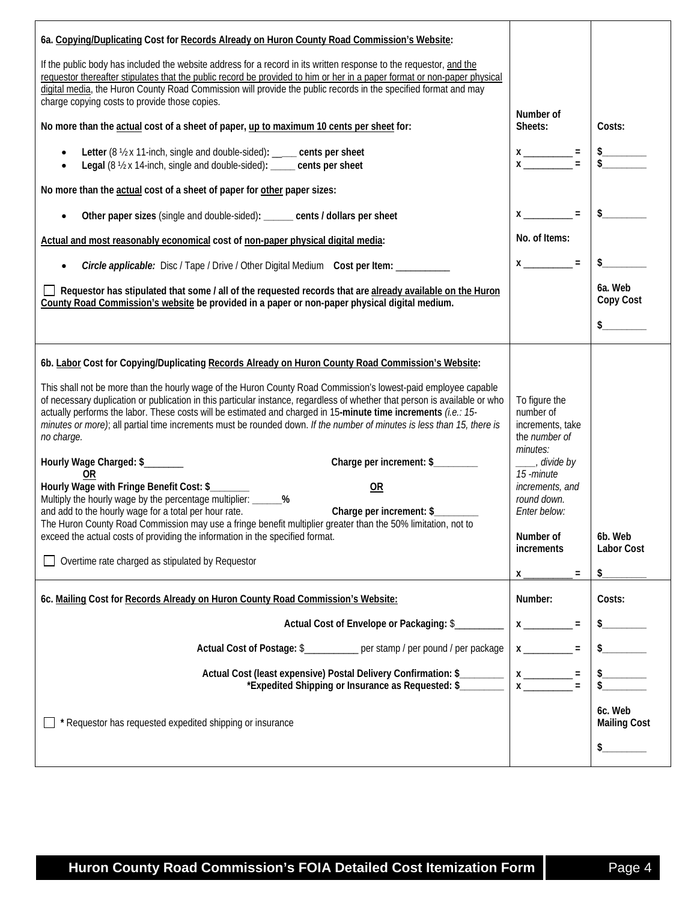| **6a. Copying/Duplicating Cost for Records Already on Huron County Road Commission's Website:** | | |
|---|---|---|
| If the public body has included the website address for a record in its written response to the requestor, and the requestor thereafter stipulates that the public record be provided to him or her in a paper format or non-paper physical digital media, the Huron County Road Commission will provide the public records in the specified format and may charge copying costs to provide those copies. | | |
| **No more than the actual cost of a sheet of paper, up to maximum 10 cents per sheet for:** | **Number of Sheets:** | **Costs:** |
| • **Letter** (8 ½ x 11-inch, single and double-sided)**: \_\_\_\_\_ cents per sheet** | **x \_\_\_\_\_\_\_\_\_\_ =** | **$\_\_\_\_\_\_\_\_\_** |
| • **Legal** (8 ½ x 14-inch, single and double-sided)**: \_\_\_\_\_ cents per sheet** | **x \_\_\_\_\_\_\_\_\_\_ =** | **$\_\_\_\_\_\_\_\_\_** |
| **No more than the actual cost of a sheet of paper for other paper sizes:** | | |
| • **Other paper sizes** (single and double-sided)**: \_\_\_\_\_\_ cents / dollars per sheet** | **x \_\_\_\_\_\_\_\_\_\_ =** | **$\_\_\_\_\_\_\_\_\_** |
| **Actual and most reasonably economical cost of non-paper physical digital media:** | **No. of Items:** | |
| • ***Circle applicable:*** Disc / Tape / Drive / Other Digital Medium **Cost per Item: \_\_\_\_\_\_\_\_\_\_\_** | **x \_\_\_\_\_\_\_\_\_\_ =** | **$\_\_\_\_\_\_\_\_\_** |
| ☐ **Requestor has stipulated that some / all of the requested records that are already available on the Huron County Road Commission's website be provided in a paper or non-paper physical digital medium.** | | **6a. Web Copy Cost** **$\_\_\_\_\_\_\_\_\_** |

| **6b. Labor Cost for Copying/Duplicating Records Already on Huron County Road Commission's Website:** | | |
|---|---|---|
| This shall not be more than the hourly wage of the Huron County Road Commission's lowest-paid employee capable of necessary duplication or publication in this particular instance, regardless of whether that person is available or who actually performs the labor. These costs will be estimated and charged in 15**-minute time increments** *(i.e.: 15-minutes or more)*; all partial time increments must be rounded down. *If the number of minutes is less than 15, there is no charge.* | To figure the number of increments, take the *number of minutes:* \_\_\_\_*, divide by 15 -minute increments, and round down. Enter below:* | |
| **Hourly Wage Charged: $\_\_\_\_\_\_\_\_** **Charge per increment: $\_\_\_\_\_\_\_\_\_** | | |
| **OR** **OR** | | |
| **Hourly Wage with Fringe Benefit Cost: $\_\_\_\_\_\_\_\_** Multiply the hourly wage by the percentage multiplier: \_\_\_\_\_\_**%** and add to the hourly wage for a total per hour rate. **Charge per increment: $\_\_\_\_\_\_\_\_\_** The Huron County Road Commission may use a fringe benefit multiplier greater than the 50% limitation, not to exceed the actual costs of providing the information in the specified format. | **Number of increments** | **6b. Web Labor Cost** |
| ☐ Overtime rate charged as stipulated by Requestor | **x \_\_\_\_\_\_\_\_\_\_ =** | **$\_\_\_\_\_\_\_\_\_** |

| **6c. Mailing Cost for Records Already on Huron County Road Commission's Website:** | **Number:** | **Costs:** |
|---|---|---|
| **Actual Cost of Envelope or Packaging:** $\_\_\_\_\_\_\_\_\_\_ | **x \_\_\_\_\_\_\_\_\_\_ =** | **$\_\_\_\_\_\_\_\_\_** |
| **Actual Cost of Postage:** $\_\_\_\_\_\_\_\_\_\_\_ per stamp / per pound / per package | **x \_\_\_\_\_\_\_\_\_\_ =** | **$\_\_\_\_\_\_\_\_\_** |
| **Actual Cost (least expensive) Postal Delivery Confirmation: $\_\_\_\_\_\_\_\_\_** | **x \_\_\_\_\_\_\_\_\_\_ =** | **$\_\_\_\_\_\_\_\_\_** |
| ***Expedited Shipping or Insurance as Requested: $\_\_\_\_\_\_\_\_\_** | **x \_\_\_\_\_\_\_\_\_\_ =** | **$\_\_\_\_\_\_\_\_\_** |
| ☐ **\*** Requestor has requested expedited shipping or insurance | | **6c. Web Mailing Cost** **$\_\_\_\_\_\_\_\_\_** |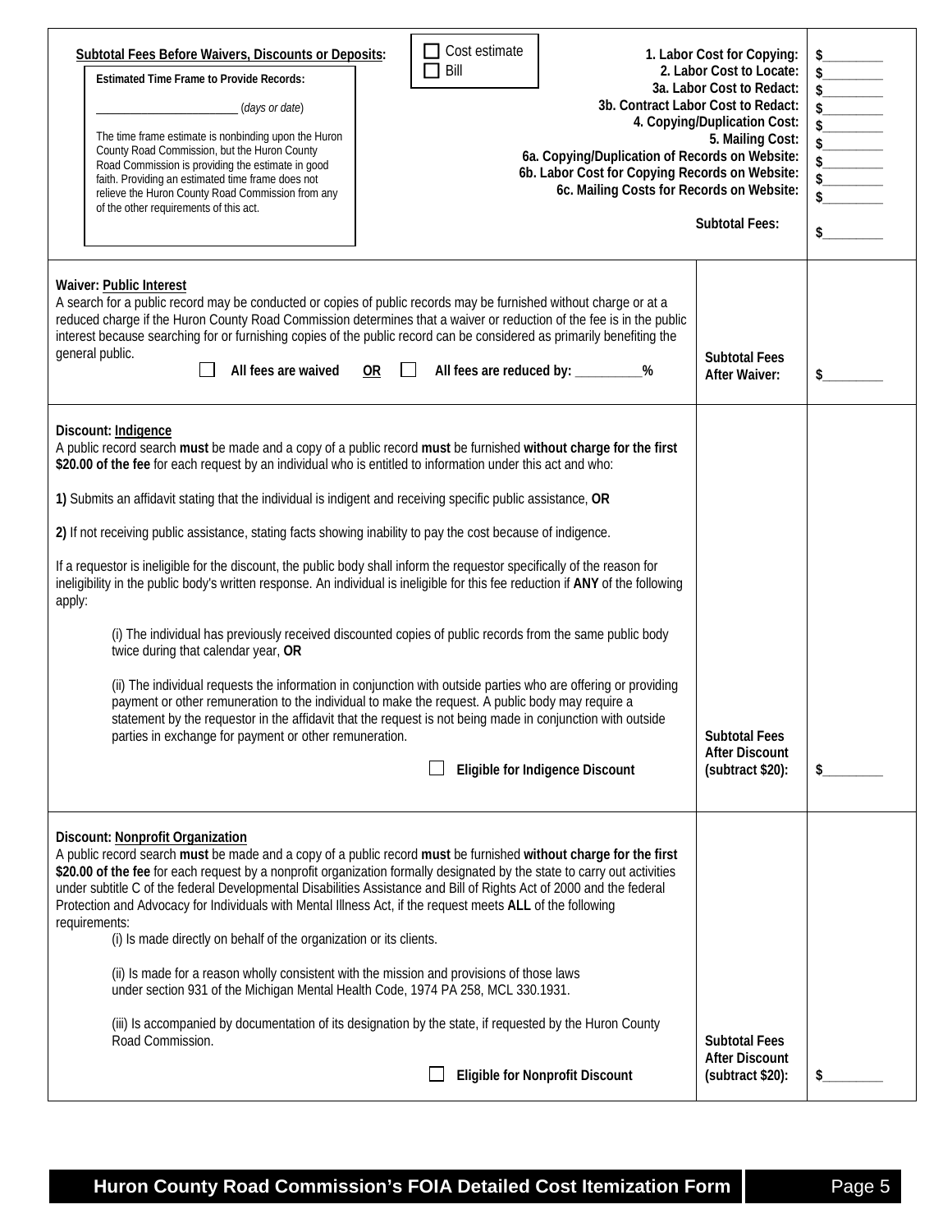**Subtotal Fees Before Waivers, Discounts or Deposits:**

☐ Cost estimate
☐ Bill

**Estimated Time Frame to Provide Records:**

\_\_\_\_\_\_\_\_\_\_\_\_\_\_\_\_\_\_\_\_\_\_\_\_ (*days or date*)

The time frame estimate is nonbinding upon the Huron County Road Commission, but the Huron County Road Commission is providing the estimate in good faith. Providing an estimated time frame does not relieve the Huron County Road Commission from any of the other requirements of this act.

| | |
|---|---|
| **1. Labor Cost for Copying:** | $\_\_\_\_\_\_\_\_\_ |
| **2. Labor Cost to Locate:** | $\_\_\_\_\_\_\_\_\_ |
| **3a. Labor Cost to Redact:** | $\_\_\_\_\_\_\_\_\_ |
| **3b. Contract Labor Cost to Redact:** | $\_\_\_\_\_\_\_\_\_ |
| **4. Copying/Duplication Cost:** | $\_\_\_\_\_\_\_\_\_ |
| **5. Mailing Cost:** | $\_\_\_\_\_\_\_\_\_ |
| **6a. Copying/Duplication of Records on Website:** | $\_\_\_\_\_\_\_\_\_ |
| **6b. Labor Cost for Copying Records on Website:** | $\_\_\_\_\_\_\_\_\_ |
| **6c. Mailing Costs for Records on Website:** | $\_\_\_\_\_\_\_\_\_ |
| **Subtotal Fees:** | $\_\_\_\_\_\_\_\_\_ |

**Waiver: Public Interest**

A search for a public record may be conducted or copies of public records may be furnished without charge or at a reduced charge if the Huron County Road Commission determines that a waiver or reduction of the fee is in the public interest because searching for or furnishing copies of the public record can be considered as primarily benefiting the general public.

☐ **All fees are waived** **OR** ☐ **All fees are reduced by: \_\_\_\_\_\_\_\_\_\_%**

**Subtotal Fees After Waiver:** $\_\_\_\_\_\_\_\_\_

**Discount: Indigence**

A public record search **must** be made and a copy of a public record **must** be furnished **without charge for the first $20.00 of the fee** for each request by an individual who is entitled to information under this act and who:

**1)** Submits an affidavit stating that the individual is indigent and receiving specific public assistance, **OR**

**2)** If not receiving public assistance, stating facts showing inability to pay the cost because of indigence.

If a requestor is ineligible for the discount, the public body shall inform the requestor specifically of the reason for ineligibility in the public body's written response. An individual is ineligible for this fee reduction if **ANY** of the following apply:

(i) The individual has previously received discounted copies of public records from the same public body twice during that calendar year, **OR**

(ii) The individual requests the information in conjunction with outside parties who are offering or providing payment or other remuneration to the individual to make the request. A public body may require a statement by the requestor in the affidavit that the request is not being made in conjunction with outside parties in exchange for payment or other remuneration.

☐ **Eligible for Indigence Discount**

**Subtotal Fees After Discount (subtract $20):** $\_\_\_\_\_\_\_\_\_

**Discount: Nonprofit Organization**

A public record search **must** be made and a copy of a public record **must** be furnished **without charge for the first $20.00 of the fee** for each request by a nonprofit organization formally designated by the state to carry out activities under subtitle C of the federal Developmental Disabilities Assistance and Bill of Rights Act of 2000 and the federal Protection and Advocacy for Individuals with Mental Illness Act, if the request meets **ALL** of the following requirements:

(i) Is made directly on behalf of the organization or its clients.

(ii) Is made for a reason wholly consistent with the mission and provisions of those laws under section 931 of the Michigan Mental Health Code, 1974 PA 258, MCL 330.1931.

(iii) Is accompanied by documentation of its designation by the state, if requested by the Huron County Road Commission.

☐ **Eligible for Nonprofit Discount**

**Subtotal Fees After Discount (subtract $20):** $\_\_\_\_\_\_\_\_\_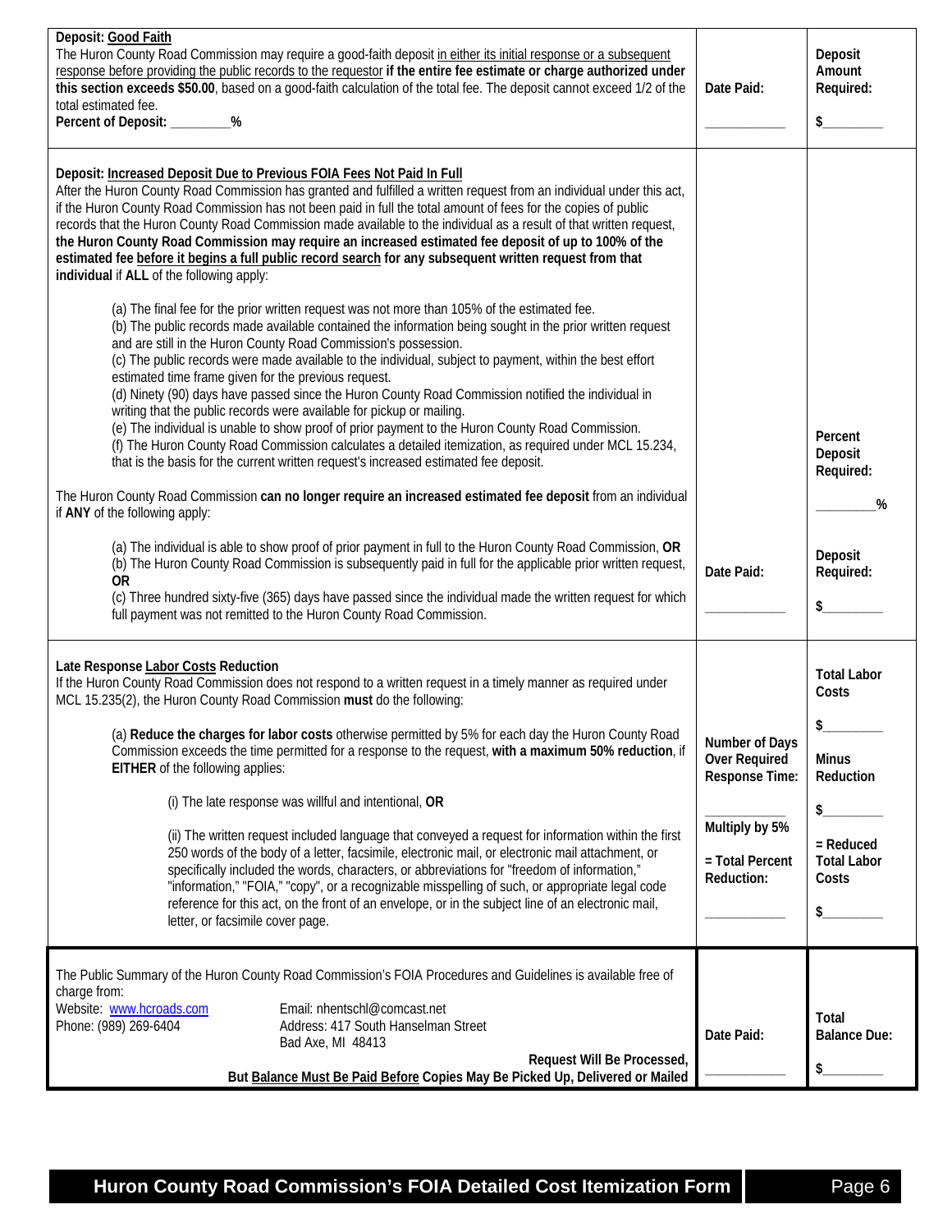| | | |
|---|---|---|
| **Deposit: Good Faith**<br>The Huron County Road Commission may require a good-faith deposit in either its initial response or a subsequent response before providing the public records to the requestor **if the entire fee estimate or charge authorized under this section exceeds $50.00**, based on a good-faith calculation of the total fee. The deposit cannot exceed 1/2 of the total estimated fee.<br>**Percent of Deposit: _________%** | Date Paid:<br><br>____________ | Deposit Amount Required:<br><br>$_________ |
| **Deposit: Increased Deposit Due to Previous FOIA Fees Not Paid In Full**<br>After the Huron County Road Commission has granted and fulfilled a written request from an individual under this act, if the Huron County Road Commission has not been paid in full the total amount of fees for the copies of public records that the Huron County Road Commission made available to the individual as a result of that written request, **the Huron County Road Commission may require an increased estimated fee deposit of up to 100% of the estimated fee before it begins a full public record search for any subsequent written request from that individual** if **ALL** of the following apply:<br><br>(a) The final fee for the prior written request was not more than 105% of the estimated fee.<br>(b) The public records made available contained the information being sought in the prior written request and are still in the Huron County Road Commission's possession.<br>(c) The public records were made available to the individual, subject to payment, within the best effort estimated time frame given for the previous request.<br>(d) Ninety (90) days have passed since the Huron County Road Commission notified the individual in writing that the public records were available for pickup or mailing.<br>(e) The individual is unable to show proof of prior payment to the Huron County Road Commission.<br>(f) The Huron County Road Commission calculates a detailed itemization, as required under MCL 15.234, that is the basis for the current written request's increased estimated fee deposit.<br><br>The Huron County Road Commission **can no longer require an increased estimated fee deposit** from an individual if **ANY** of the following apply:<br><br>(a) The individual is able to show proof of prior payment in full to the Huron County Road Commission, **OR**<br>(b) The Huron County Road Commission is subsequently paid in full for the applicable prior written request, **OR**<br>(c) Three hundred sixty-five (365) days have passed since the individual made the written request for which full payment was not remitted to the Huron County Road Commission. | Date Paid:<br><br>____________ | Percent Deposit Required:<br><br>_________%<br><br>Deposit Required:<br><br>$_________ |
| **Late Response Labor Costs Reduction**<br>If the Huron County Road Commission does not respond to a written request in a timely manner as required under MCL 15.235(2), the Huron County Road Commission **must** do the following:<br><br>(a) **Reduce the charges for labor costs** otherwise permitted by 5% for each day the Huron County Road Commission exceeds the time permitted for a response to the request, **with a maximum 50% reduction**, if **EITHER** of the following applies:<br><br>(i) The late response was willful and intentional, **OR**<br><br>(ii) The written request included language that conveyed a request for information within the first 250 words of the body of a letter, facsimile, electronic mail, or electronic mail attachment, or specifically included the words, characters, or abbreviations for "freedom of information," "information," "FOIA," "copy", or a recognizable misspelling of such, or appropriate legal code reference for this act, on the front of an envelope, or in the subject line of an electronic mail, letter, or facsimile cover page. | Number of Days Over Required Response Time:<br><br>____________<br><br>Multiply by 5%<br><br>= Total Percent Reduction:<br><br>____________ | Total Labor Costs<br><br>$_________<br><br>Minus Reduction<br><br>$_________<br><br>= Reduced Total Labor Costs<br><br>$_________ |
| The Public Summary of the Huron County Road Commission's FOIA Procedures and Guidelines is available free of charge from:<br>Website: www.hcroads.com Email: nhentschl@comcast.net<br>Phone: (989) 269-6404 Address: 417 South Hanselman Street Bad Axe, MI 48413<br>**Request Will Be Processed, But Balance Must Be Paid Before Copies May Be Picked Up, Delivered or Mailed** | Date Paid:<br><br>____________ | Total Balance Due:<br><br>$_________ |

**Huron County Road Commission's FOIA Detailed Cost Itemization Form**